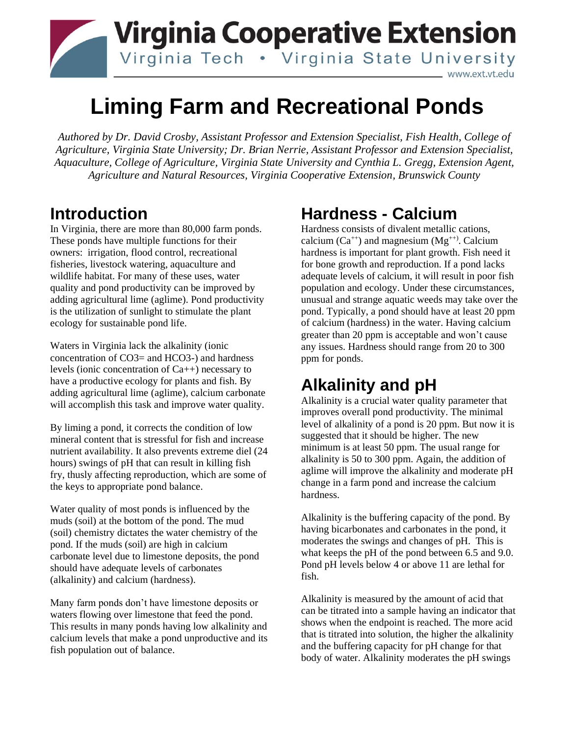Virginia Cooperative Extension
Virginia Tech • Virginia State University
www.ext.vt.edu

# Liming Farm and Recreational Ponds

*Authored by Dr. David Crosby, Assistant Professor and Extension Specialist, Fish Health, College of Agriculture, Virginia State University; Dr. Brian Nerrie, Assistant Professor and Extension Specialist, Aquaculture, College of Agriculture, Virginia State University and Cynthia L. Gregg, Extension Agent, Agriculture and Natural Resources, Virginia Cooperative Extension, Brunswick County*

## Introduction

In Virginia, there are more than 80,000 farm ponds. These ponds have multiple functions for their owners: irrigation, flood control, recreational fisheries, livestock watering, aquaculture and wildlife habitat. For many of these uses, water quality and pond productivity can be improved by adding agricultural lime (aglime). Pond productivity is the utilization of sunlight to stimulate the plant ecology for sustainable pond life.

Waters in Virginia lack the alkalinity (ionic concentration of $CO_3^{=}$ and $HCO_3^-$) and hardness levels (ionic concentration of $Ca^{++}$) necessary to have a productive ecology for plants and fish. By adding agricultural lime (aglime), calcium carbonate will accomplish this task and improve water quality.

By liming a pond, it corrects the condition of low mineral content that is stressful for fish and increase nutrient availability. It also prevents extreme diel (24 hours) swings of pH that can result in killing fish fry, thusly affecting reproduction, which are some of the keys to appropriate pond balance.

Water quality of most ponds is influenced by the muds (soil) at the bottom of the pond. The mud (soil) chemistry dictates the water chemistry of the pond. If the muds (soil) are high in calcium carbonate level due to limestone deposits, the pond should have adequate levels of carbonates (alkalinity) and calcium (hardness).

Many farm ponds don't have limestone deposits or waters flowing over limestone that feed the pond. This results in many ponds having low alkalinity and calcium levels that make a pond unproductive and its fish population out of balance.

## Hardness - Calcium

Hardness consists of divalent metallic cations, calcium ($Ca^{++}$) and magnesium ($Mg^{++}$). Calcium hardness is important for plant growth. Fish need it for bone growth and reproduction. If a pond lacks adequate levels of calcium, it will result in poor fish population and ecology. Under these circumstances, unusual and strange aquatic weeds may take over the pond. Typically, a pond should have at least 20 ppm of calcium (hardness) in the water. Having calcium greater than 20 ppm is acceptable and won't cause any issues. Hardness should range from 20 to 300 ppm for ponds.

## Alkalinity and pH

Alkalinity is a crucial water quality parameter that improves overall pond productivity. The minimal level of alkalinity of a pond is 20 ppm. But now it is suggested that it should be higher. The new minimum is at least 50 ppm. The usual range for alkalinity is 50 to 300 ppm. Again, the addition of aglime will improve the alkalinity and moderate pH change in a farm pond and increase the calcium hardness.

Alkalinity is the buffering capacity of the pond. By having bicarbonates and carbonates in the pond, it moderates the swings and changes of pH. This is what keeps the pH of the pond between 6.5 and 9.0. Pond pH levels below 4 or above 11 are lethal for fish.

Alkalinity is measured by the amount of acid that can be titrated into a sample having an indicator that shows when the endpoint is reached. The more acid that is titrated into solution, the higher the alkalinity and the buffering capacity for pH change for that body of water. Alkalinity moderates the pH swings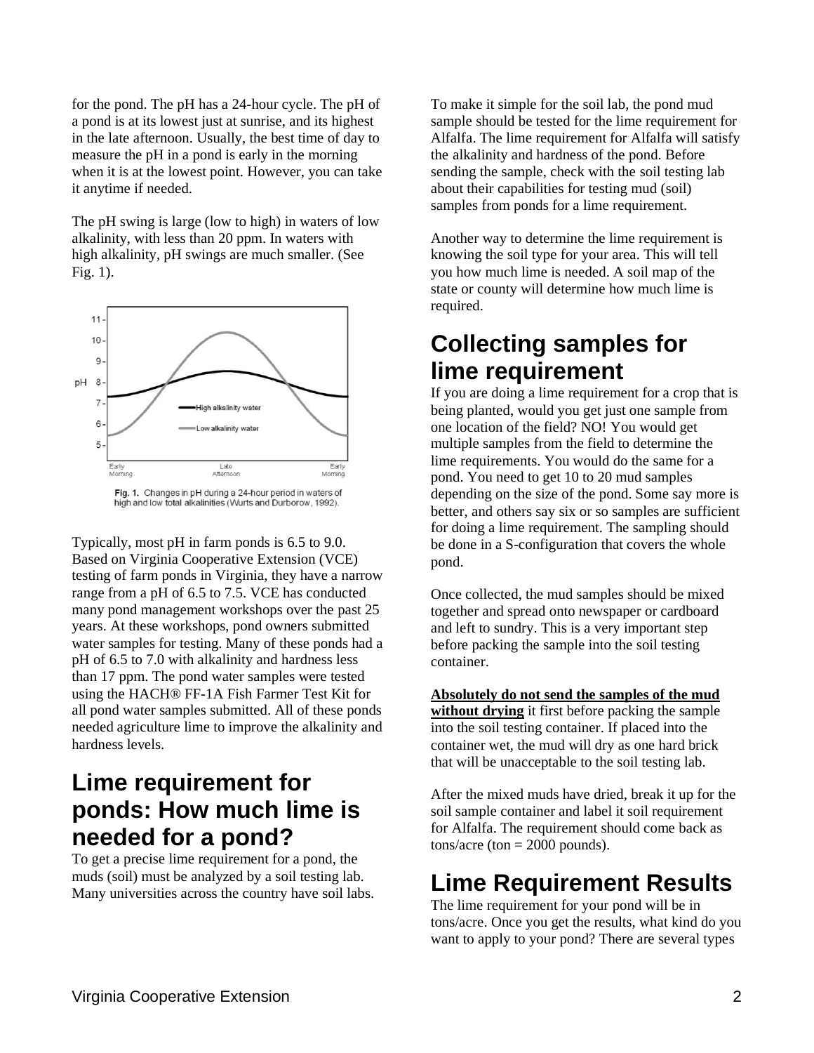for the pond. The pH has a 24-hour cycle. The pH of a pond is at its lowest just at sunrise, and its highest in the late afternoon. Usually, the best time of day to measure the pH in a pond is early in the morning when it is at the lowest point. However, you can take it anytime if needed.

The pH swing is large (low to high) in waters of low alkalinity, with less than 20 ppm. In waters with high alkalinity, pH swings are much smaller. (See Fig. 1).

Fig. 1. Changes in pH during a 24-hour period in waters of high and low total alkalinities (Wurts and Durborow, 1992).

Typically, most pH in farm ponds is 6.5 to 9.0. Based on Virginia Cooperative Extension (VCE) testing of farm ponds in Virginia, they have a narrow range from a pH of 6.5 to 7.5. VCE has conducted many pond management workshops over the past 25 years. At these workshops, pond owners submitted water samples for testing. Many of these ponds had a pH of 6.5 to 7.0 with alkalinity and hardness less than 17 ppm. The pond water samples were tested using the HACH® FF-1A Fish Farmer Test Kit for all pond water samples submitted. All of these ponds needed agriculture lime to improve the alkalinity and hardness levels.

## Lime requirement for ponds: How much lime is needed for a pond?

To get a precise lime requirement for a pond, the muds (soil) must be analyzed by a soil testing lab. Many universities across the country have soil labs. To make it simple for the soil lab, the pond mud sample should be tested for the lime requirement for Alfalfa. The lime requirement for Alfalfa will satisfy the alkalinity and hardness of the pond. Before sending the sample, check with the soil testing lab about their capabilities for testing mud (soil) samples from ponds for a lime requirement.

Another way to determine the lime requirement is knowing the soil type for your area. This will tell you how much lime is needed. A soil map of the state or county will determine how much lime is required.

## Collecting samples for lime requirement

If you are doing a lime requirement for a crop that is being planted, would you get just one sample from one location of the field? NO! You would get multiple samples from the field to determine the lime requirements. You would do the same for a pond. You need to get 10 to 20 mud samples depending on the size of the pond. Some say more is better, and others say six or so samples are sufficient for doing a lime requirement. The sampling should be done in a S-configuration that covers the whole pond.

Once collected, the mud samples should be mixed together and spread onto newspaper or cardboard and left to sundry. This is a very important step before packing the sample into the soil testing container.

**Absolutely do not send the samples of the mud without drying** it first before packing the sample into the soil testing container. If placed into the container wet, the mud will dry as one hard brick that will be unacceptable to the soil testing lab.

After the mixed muds have dried, break it up for the soil sample container and label it soil requirement for Alfalfa. The requirement should come back as tons/acre (ton = 2000 pounds).

## Lime Requirement Results

The lime requirement for your pond will be in tons/acre. Once you get the results, what kind do you want to apply to your pond? There are several types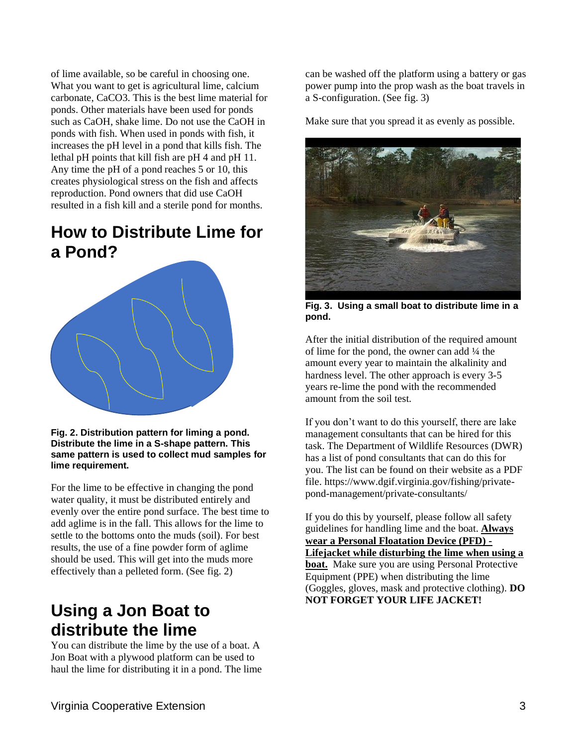of lime available, so be careful in choosing one. What you want to get is agricultural lime, calcium carbonate, $CaCO_3$. This is the best lime material for ponds. Other materials have been used for ponds such as CaOH, shake lime. Do not use the CaOH in ponds with fish. When used in ponds with fish, it increases the pH level in a pond that kills fish. The lethal pH points that kill fish are pH 4 and pH 11. Any time the pH of a pond reaches 5 or 10, this creates physiological stress on the fish and affects reproduction. Pond owners that did use CaOH resulted in a fish kill and a sterile pond for months.

## How to Distribute Lime for a Pond?

**Fig. 2. Distribution pattern for liming a pond. Distribute the lime in a S-shape pattern. This same pattern is used to collect mud samples for lime requirement.**

For the lime to be effective in changing the pond water quality, it must be distributed entirely and evenly over the entire pond surface. The best time to add aglime is in the fall. This allows for the lime to settle to the bottoms onto the muds (soil). For best results, the use of a fine powder form of aglime should be used. This will get into the muds more effectively than a pelleted form. (See fig. 2)

## Using a Jon Boat to distribute the lime

You can distribute the lime by the use of a boat. A Jon Boat with a plywood platform can be used to haul the lime for distributing it in a pond. The lime can be washed off the platform using a battery or gas power pump into the prop wash as the boat travels in a S-configuration. (See fig. 3)

Make sure that you spread it as evenly as possible.

**Fig. 3. Using a small boat to distribute lime in a pond.**

After the initial distribution of the required amount of lime for the pond, the owner can add ¼ the amount every year to maintain the alkalinity and hardness level. The other approach is every 3-5 years re-lime the pond with the recommended amount from the soil test.

If you don't want to do this yourself, there are lake management consultants that can be hired for this task. The Department of Wildlife Resources (DWR) has a list of pond consultants that can do this for you. The list can be found on their website as a PDF file. https://www.dgif.virginia.gov/fishing/private-pond-management/private-consultants/

If you do this by yourself, please follow all safety guidelines for handling lime and the boat. **Always wear a Personal Floatation Device (PFD) - Lifejacket while disturbing the lime when using a boat.** Make sure you are using Personal Protective Equipment (PPE) when distributing the lime (Goggles, gloves, mask and protective clothing). **DO NOT FORGET YOUR LIFE JACKET!**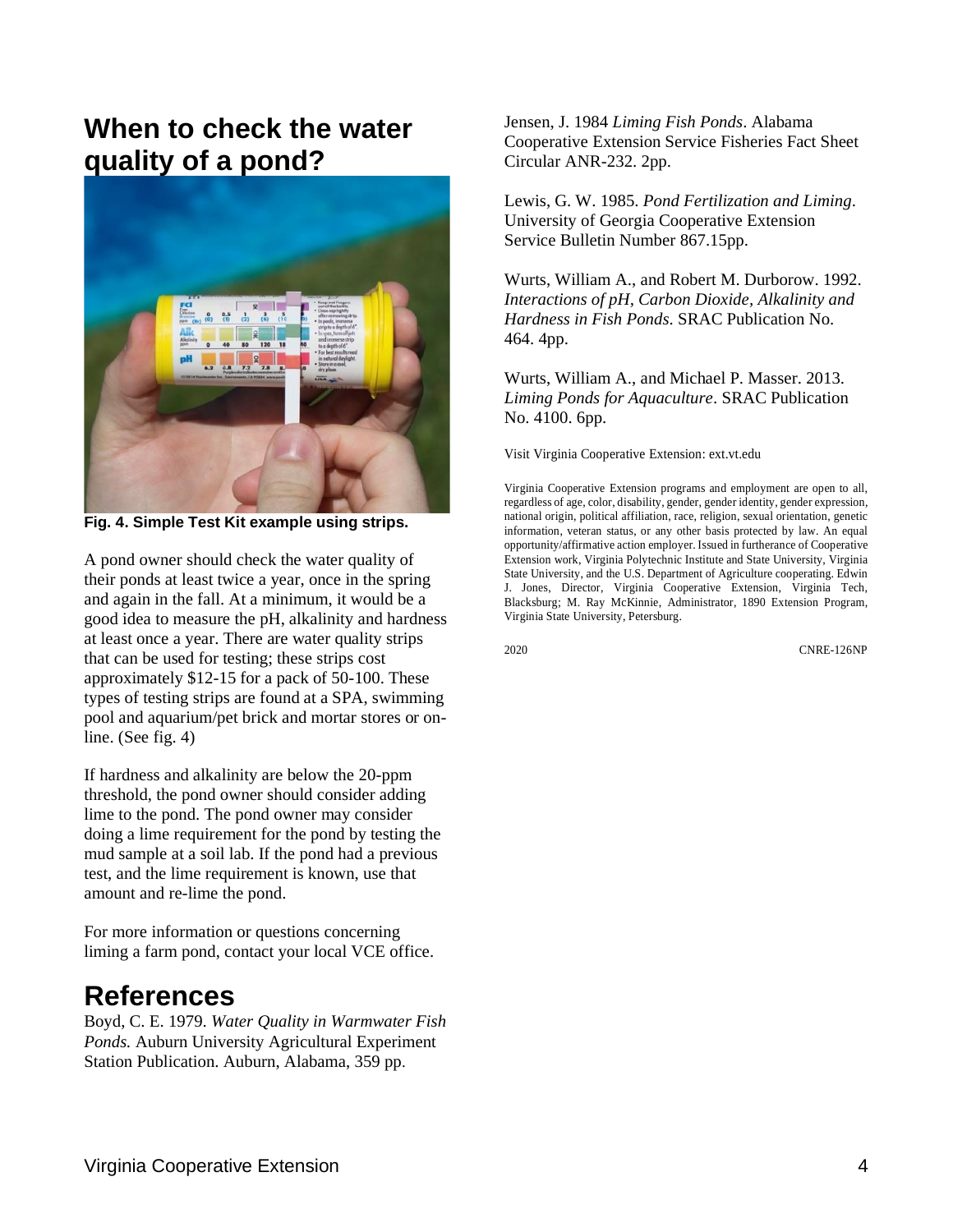## When to check the water quality of a pond?

**Fig. 4. Simple Test Kit example using strips.**

A pond owner should check the water quality of their ponds at least twice a year, once in the spring and again in the fall. At a minimum, it would be a good idea to measure the pH, alkalinity and hardness at least once a year. There are water quality strips that can be used for testing; these strips cost approximately $12-15 for a pack of 50-100. These types of testing strips are found at a SPA, swimming pool and aquarium/pet brick and mortar stores or on-line. (See fig. 4)

If hardness and alkalinity are below the 20-ppm threshold, the pond owner should consider adding lime to the pond. The pond owner may consider doing a lime requirement for the pond by testing the mud sample at a soil lab. If the pond had a previous test, and the lime requirement is known, use that amount and re-lime the pond.

For more information or questions concerning liming a farm pond, contact your local VCE office.

## References

Boyd, C. E. 1979. *Water Quality in Warmwater Fish Ponds.* Auburn University Agricultural Experiment Station Publication. Auburn, Alabama, 359 pp.

Jensen, J. 1984 *Liming Fish Ponds*. Alabama Cooperative Extension Service Fisheries Fact Sheet Circular ANR-232. 2pp.

Lewis, G. W. 1985. *Pond Fertilization and Liming*. University of Georgia Cooperative Extension Service Bulletin Number 867.15pp.

Wurts, William A., and Robert M. Durborow. 1992. *Interactions of pH, Carbon Dioxide, Alkalinity and Hardness in Fish Ponds.* SRAC Publication No. 464. 4pp.

Wurts, William A., and Michael P. Masser. 2013. *Liming Ponds for Aquaculture*. SRAC Publication No. 4100. 6pp.

Visit Virginia Cooperative Extension: ext.vt.edu

Virginia Cooperative Extension programs and employment are open to all, regardless of age, color, disability, gender, gender identity, gender expression, national origin, political affiliation, race, religion, sexual orientation, genetic information, veteran status, or any other basis protected by law. An equal opportunity/affirmative action employer. Issued in furtherance of Cooperative Extension work, Virginia Polytechnic Institute and State University, Virginia State University, and the U.S. Department of Agriculture cooperating. Edwin J. Jones, Director, Virginia Cooperative Extension, Virginia Tech, Blacksburg; M. Ray McKinnie, Administrator, 1890 Extension Program, Virginia State University, Petersburg.

2020 CNRE-126NP